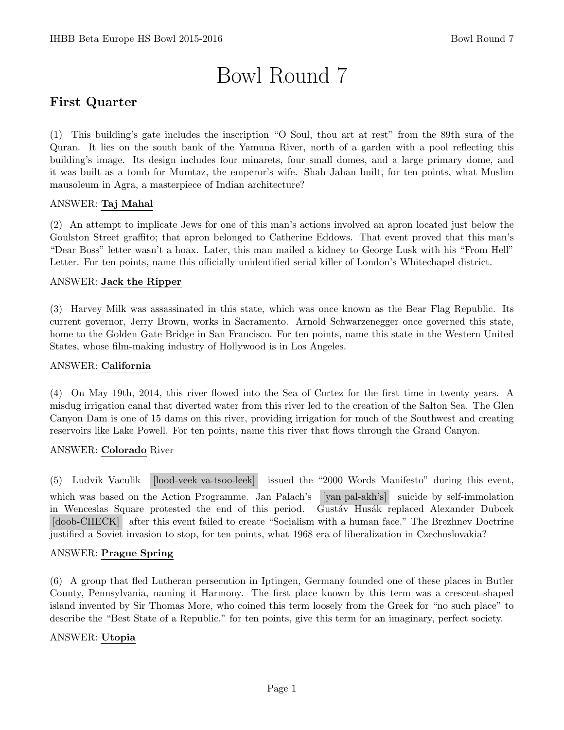# Bowl Round 7

## First Quarter

(1) This building's gate includes the inscription "O Soul, thou art at rest" from the 89th sura of the Quran. It lies on the south bank of the Yamuna River, north of a garden with a pool reflecting this building's image. Its design includes four minarets, four small domes, and a large primary dome, and it was built as a tomb for Mumtaz, the emperor's wife. Shah Jahan built, for ten points, what Muslim mausoleum in Agra, a masterpiece of Indian architecture?

ANSWER: **Taj Mahal**

(2) An attempt to implicate Jews for one of this man's actions involved an apron located just below the Goulston Street graffito; that apron belonged to Catherine Eddows. That event proved that this man's "Dear Boss" letter wasn't a hoax. Later, this man mailed a kidney to George Lusk with his "From Hell" Letter. For ten points, name this officially unidentified serial killer of London's Whitechapel district.

ANSWER: **Jack the Ripper**

(3) Harvey Milk was assassinated in this state, which was once known as the Bear Flag Republic. Its current governor, Jerry Brown, works in Sacramento. Arnold Schwarzenegger once governed this state, home to the Golden Gate Bridge in San Francisco. For ten points, name this state in the Western United States, whose film-making industry of Hollywood is in Los Angeles.

ANSWER: **California**

(4) On May 19th, 2014, this river flowed into the Sea of Cortez for the first time in twenty years. A misdug irrigation canal that diverted water from this river led to the creation of the Salton Sea. The Glen Canyon Dam is one of 15 dams on this river, providing irrigation for much of the Southwest and creating reservoirs like Lake Powell. For ten points, name this river that flows through the Grand Canyon.

ANSWER: **Colorado** River

(5) Ludvik Vaculik [lood-veek va-tsoo-leek] issued the "2000 Words Manifesto" during this event, which was based on the Action Programme. Jan Palach's [yan pal-akh's] suicide by self-immolation in Wenceslas Square protested the end of this period. Gustáv Husák replaced Alexander Dubcek [doob-CHECK] after this event failed to create "Socialism with a human face." The Brezhnev Doctrine justified a Soviet invasion to stop, for ten points, what 1968 era of liberalization in Czechoslovakia?

ANSWER: **Prague Spring**

(6) A group that fled Lutheran persecution in Iptingen, Germany founded one of these places in Butler County, Pennsylvania, naming it Harmony. The first place known by this term was a crescent-shaped island invented by Sir Thomas More, who coined this term loosely from the Greek for "no such place" to describe the "Best State of a Republic." for ten points, give this term for an imaginary, perfect society.

ANSWER: **Utopia**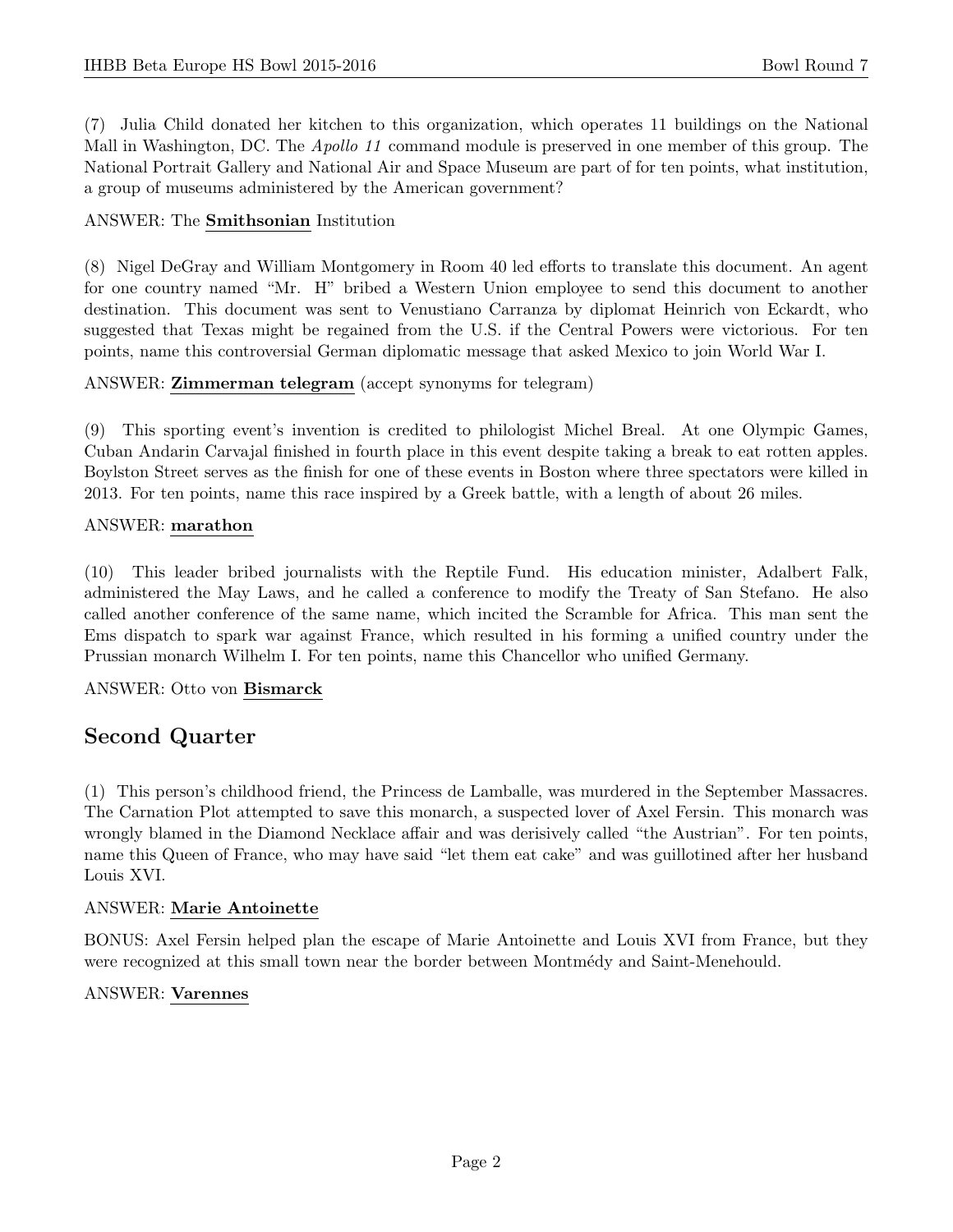(7) Julia Child donated her kitchen to this organization, which operates 11 buildings on the National Mall in Washington, DC. The *Apollo 11* command module is preserved in one member of this group. The National Portrait Gallery and National Air and Space Museum are part of for ten points, what institution, a group of museums administered by the American government?

ANSWER: The **Smithsonian** Institution

(8) Nigel DeGray and William Montgomery in Room 40 led efforts to translate this document. An agent for one country named "Mr. H" bribed a Western Union employee to send this document to another destination. This document was sent to Venustiano Carranza by diplomat Heinrich von Eckardt, who suggested that Texas might be regained from the U.S. if the Central Powers were victorious. For ten points, name this controversial German diplomatic message that asked Mexico to join World War I.

ANSWER: **Zimmerman telegram** (accept synonyms for telegram)

(9) This sporting event's invention is credited to philologist Michel Breal. At one Olympic Games, Cuban Andarin Carvajal finished in fourth place in this event despite taking a break to eat rotten apples. Boylston Street serves as the finish for one of these events in Boston where three spectators were killed in 2013. For ten points, name this race inspired by a Greek battle, with a length of about 26 miles.

ANSWER: **marathon**

(10) This leader bribed journalists with the Reptile Fund. His education minister, Adalbert Falk, administered the May Laws, and he called a conference to modify the Treaty of San Stefano. He also called another conference of the same name, which incited the Scramble for Africa. This man sent the Ems dispatch to spark war against France, which resulted in his forming a unified country under the Prussian monarch Wilhelm I. For ten points, name this Chancellor who unified Germany.

ANSWER: Otto von **Bismarck**

## Second Quarter

(1) This person's childhood friend, the Princess de Lamballe, was murdered in the September Massacres. The Carnation Plot attempted to save this monarch, a suspected lover of Axel Fersin. This monarch was wrongly blamed in the Diamond Necklace affair and was derisively called "the Austrian". For ten points, name this Queen of France, who may have said "let them eat cake" and was guillotined after her husband Louis XVI.

ANSWER: **Marie Antoinette**

BONUS: Axel Fersin helped plan the escape of Marie Antoinette and Louis XVI from France, but they were recognized at this small town near the border between Montmédy and Saint-Menehould.

ANSWER: **Varennes**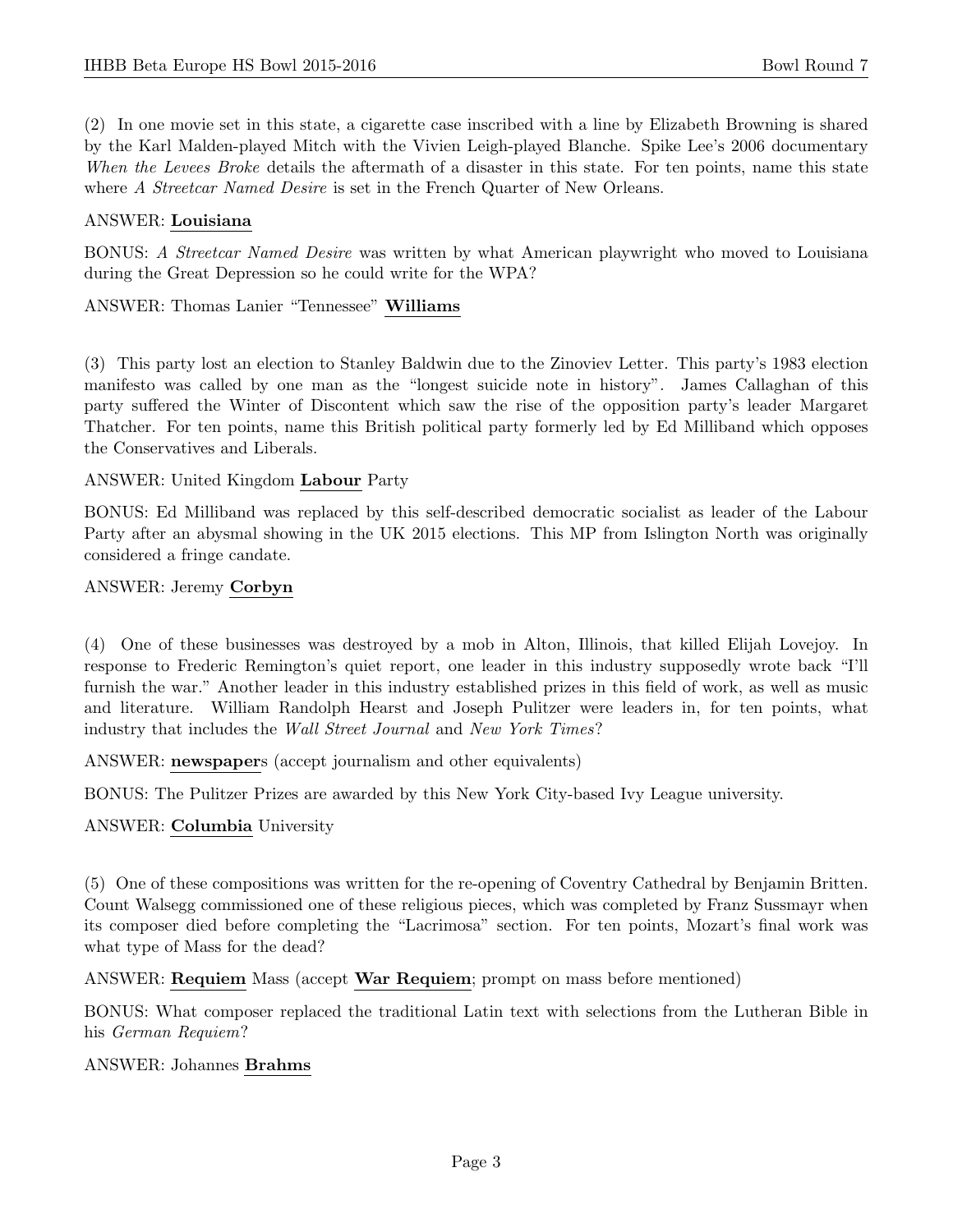(2) In one movie set in this state, a cigarette case inscribed with a line by Elizabeth Browning is shared by the Karl Malden-played Mitch with the Vivien Leigh-played Blanche. Spike Lee's 2006 documentary *When the Levees Broke* details the aftermath of a disaster in this state. For ten points, name this state where *A Streetcar Named Desire* is set in the French Quarter of New Orleans.

ANSWER: **Louisiana**

BONUS: *A Streetcar Named Desire* was written by what American playwright who moved to Louisiana during the Great Depression so he could write for the WPA?

ANSWER: Thomas Lanier "Tennessee" **Williams**

(3) This party lost an election to Stanley Baldwin due to the Zinoviev Letter. This party's 1983 election manifesto was called by one man as the "longest suicide note in history". James Callaghan of this party suffered the Winter of Discontent which saw the rise of the opposition party's leader Margaret Thatcher. For ten points, name this British political party formerly led by Ed Milliband which opposes the Conservatives and Liberals.

ANSWER: United Kingdom **Labour** Party

BONUS: Ed Milliband was replaced by this self-described democratic socialist as leader of the Labour Party after an abysmal showing in the UK 2015 elections. This MP from Islington North was originally considered a fringe candate.

ANSWER: Jeremy **Corbyn**

(4) One of these businesses was destroyed by a mob in Alton, Illinois, that killed Elijah Lovejoy. In response to Frederic Remington's quiet report, one leader in this industry supposedly wrote back "I'll furnish the war." Another leader in this industry established prizes in this field of work, as well as music and literature. William Randolph Hearst and Joseph Pulitzer were leaders in, for ten points, what industry that includes the *Wall Street Journal* and *New York Times*?

ANSWER: **newspaper**s (accept journalism and other equivalents)

BONUS: The Pulitzer Prizes are awarded by this New York City-based Ivy League university.

ANSWER: **Columbia** University

(5) One of these compositions was written for the re-opening of Coventry Cathedral by Benjamin Britten. Count Walsegg commissioned one of these religious pieces, which was completed by Franz Sussmayr when its composer died before completing the "Lacrimosa" section. For ten points, Mozart's final work was what type of Mass for the dead?

ANSWER: **Requiem** Mass (accept **War Requiem**; prompt on mass before mentioned)

BONUS: What composer replaced the traditional Latin text with selections from the Lutheran Bible in his *German Requiem*?

ANSWER: Johannes **Brahms**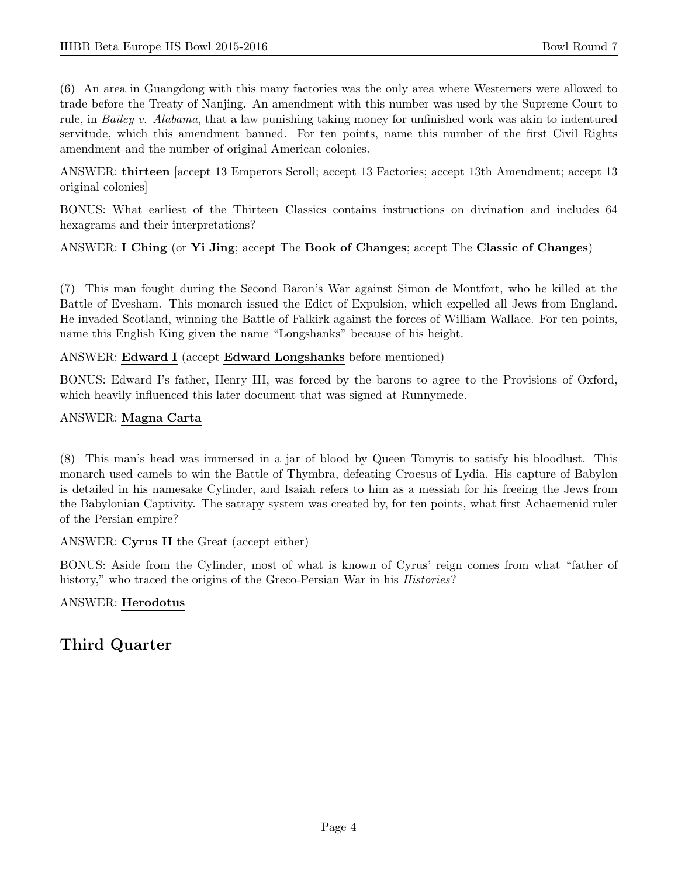(6) An area in Guangdong with this many factories was the only area where Westerners were allowed to trade before the Treaty of Nanjing. An amendment with this number was used by the Supreme Court to rule, in *Bailey v. Alabama*, that a law punishing taking money for unfinished work was akin to indentured servitude, which this amendment banned. For ten points, name this number of the first Civil Rights amendment and the number of original American colonies.

ANSWER: **thirteen** [accept 13 Emperors Scroll; accept 13 Factories; accept 13th Amendment; accept 13 original colonies]

BONUS: What earliest of the Thirteen Classics contains instructions on divination and includes 64 hexagrams and their interpretations?

ANSWER: **I Ching** (or **Yi Jing**; accept The **Book of Changes**; accept The **Classic of Changes**)

(7) This man fought during the Second Baron's War against Simon de Montfort, who he killed at the Battle of Evesham. This monarch issued the Edict of Expulsion, which expelled all Jews from England. He invaded Scotland, winning the Battle of Falkirk against the forces of William Wallace. For ten points, name this English King given the name "Longshanks" because of his height.

ANSWER: **Edward I** (accept **Edward Longshanks** before mentioned)

BONUS: Edward I's father, Henry III, was forced by the barons to agree to the Provisions of Oxford, which heavily influenced this later document that was signed at Runnymede.

ANSWER: **Magna Carta**

(8) This man's head was immersed in a jar of blood by Queen Tomyris to satisfy his bloodlust. This monarch used camels to win the Battle of Thymbra, defeating Croesus of Lydia. His capture of Babylon is detailed in his namesake Cylinder, and Isaiah refers to him as a messiah for his freeing the Jews from the Babylonian Captivity. The satrapy system was created by, for ten points, what first Achaemenid ruler of the Persian empire?

ANSWER: **Cyrus II** the Great (accept either)

BONUS: Aside from the Cylinder, most of what is known of Cyrus' reign comes from what "father of history," who traced the origins of the Greco-Persian War in his *Histories*?

ANSWER: **Herodotus**

## Third Quarter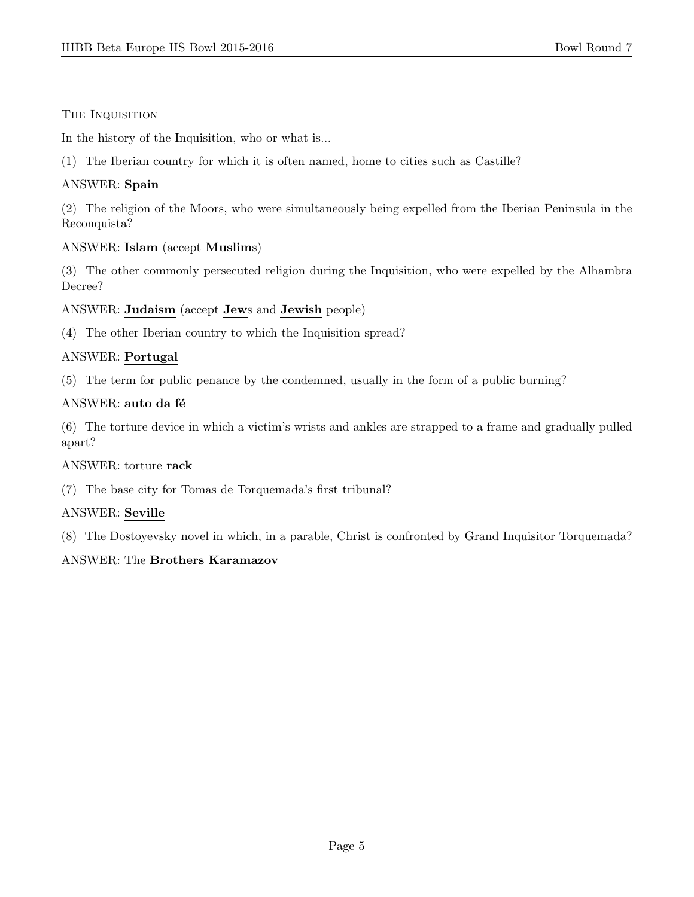THE INQUISITION

In the history of the Inquisition, who or what is...

(1) The Iberian country for which it is often named, home to cities such as Castille?

ANSWER: **Spain**

(2) The religion of the Moors, who were simultaneously being expelled from the Iberian Peninsula in the Reconquista?

ANSWER: **Islam** (accept **Muslim**s)

(3) The other commonly persecuted religion during the Inquisition, who were expelled by the Alhambra Decree?

ANSWER: **Judaism** (accept **Jew**s and **Jewish** people)

(4) The other Iberian country to which the Inquisition spread?

ANSWER: **Portugal**

(5) The term for public penance by the condemned, usually in the form of a public burning?

ANSWER: **auto da fé**

(6) The torture device in which a victim's wrists and ankles are strapped to a frame and gradually pulled apart?

ANSWER: torture **rack**

(7) The base city for Tomas de Torquemada's first tribunal?

ANSWER: **Seville**

(8) The Dostoyevsky novel in which, in a parable, Christ is confronted by Grand Inquisitor Torquemada?

ANSWER: The **Brothers Karamazov**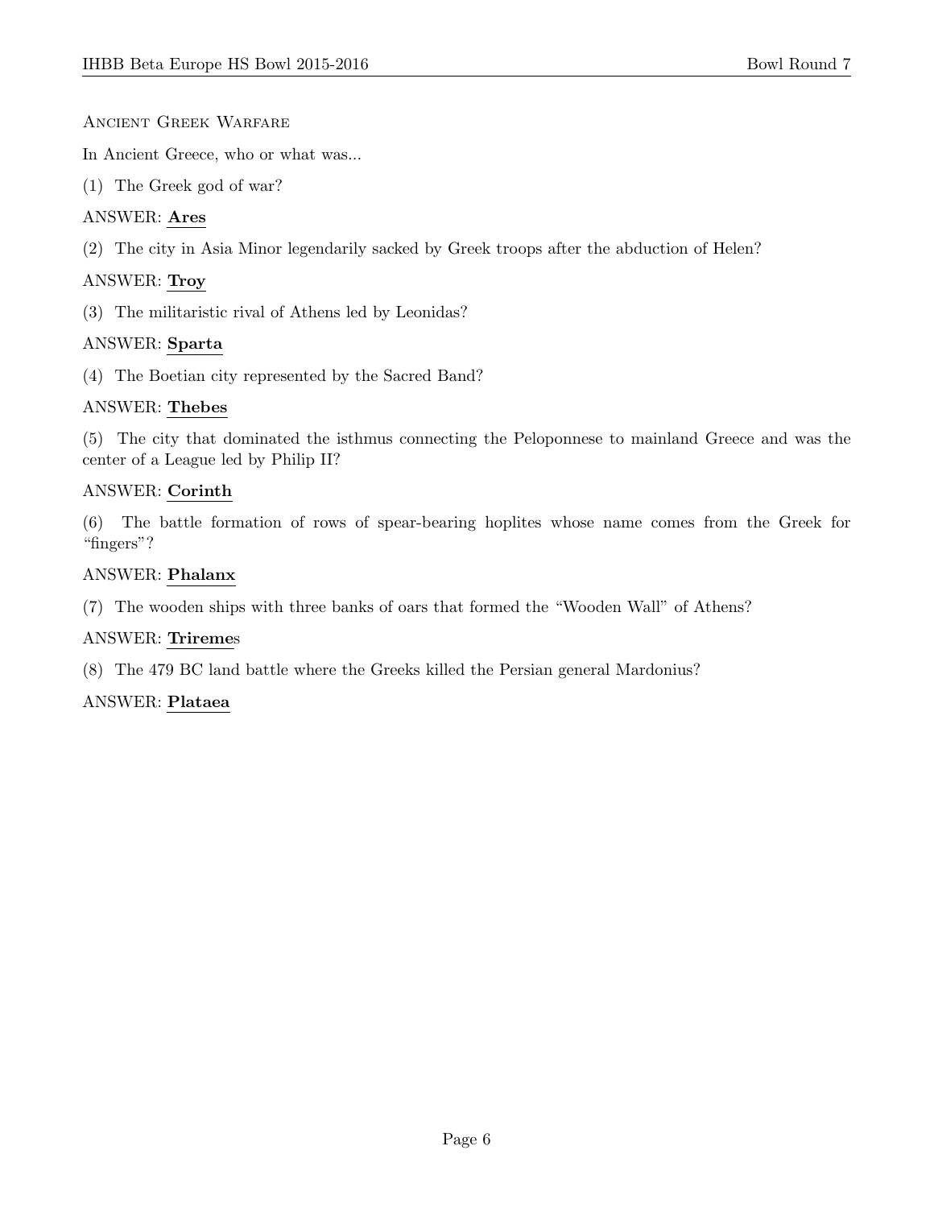Ancient Greek Warfare

In Ancient Greece, who or what was...

(1) The Greek god of war?

ANSWER: **Ares**

(2) The city in Asia Minor legendarily sacked by Greek troops after the abduction of Helen?

ANSWER: **Troy**

(3) The militaristic rival of Athens led by Leonidas?

ANSWER: **Sparta**

(4) The Boetian city represented by the Sacred Band?

ANSWER: **Thebes**

(5) The city that dominated the isthmus connecting the Peloponnese to mainland Greece and was the center of a League led by Philip II?

ANSWER: **Corinth**

(6) The battle formation of rows of spear-bearing hoplites whose name comes from the Greek for "fingers"?

ANSWER: **Phalanx**

(7) The wooden ships with three banks of oars that formed the "Wooden Wall" of Athens?

ANSWER: **Trireme**s

(8) The 479 BC land battle where the Greeks killed the Persian general Mardonius?

ANSWER: **Plataea**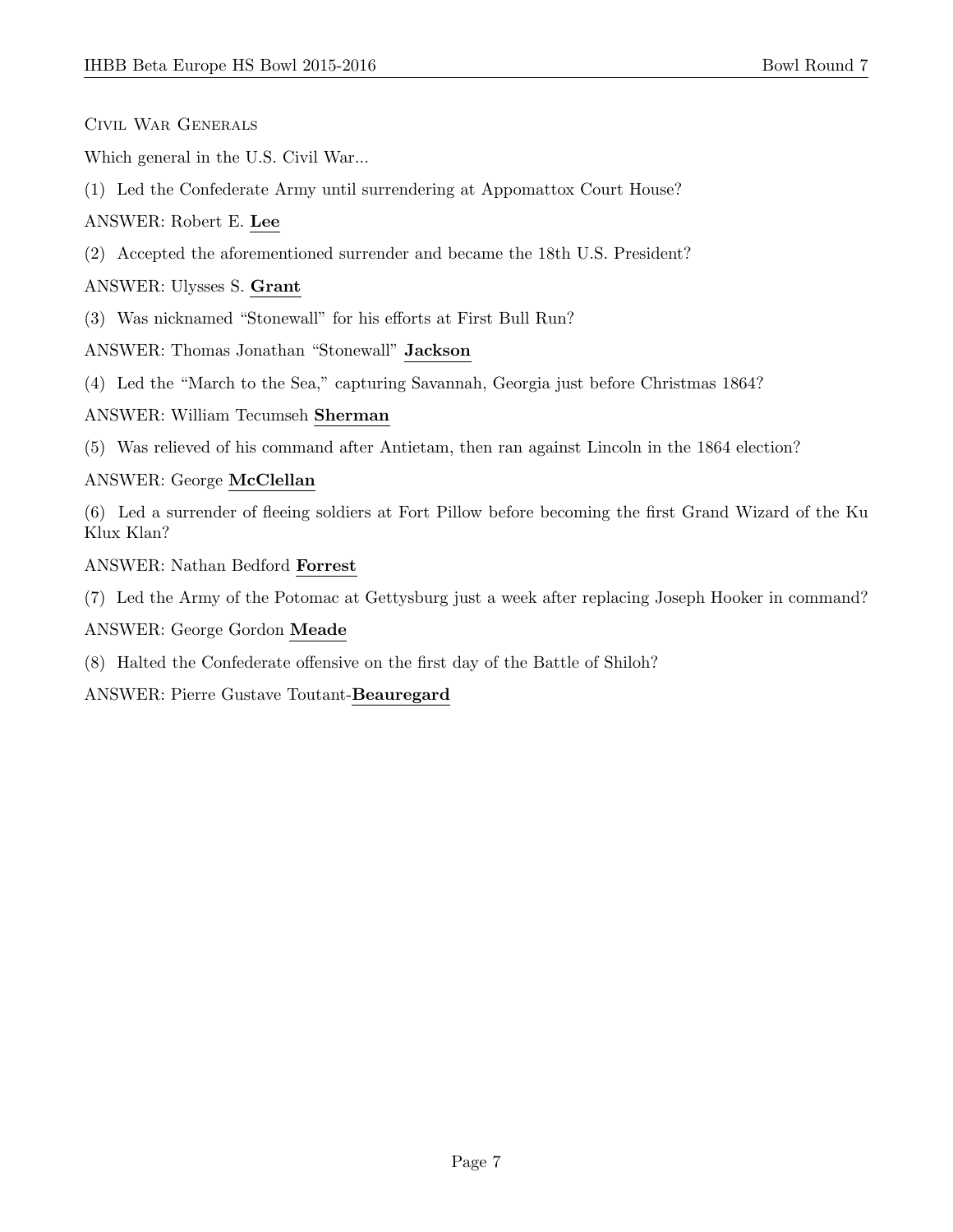Civil War Generals

Which general in the U.S. Civil War...

(1) Led the Confederate Army until surrendering at Appomattox Court House?

ANSWER: Robert E. **Lee**

(2) Accepted the aforementioned surrender and became the 18th U.S. President?

ANSWER: Ulysses S. **Grant**

(3) Was nicknamed "Stonewall" for his efforts at First Bull Run?

ANSWER: Thomas Jonathan "Stonewall" **Jackson**

(4) Led the "March to the Sea," capturing Savannah, Georgia just before Christmas 1864?

ANSWER: William Tecumseh **Sherman**

(5) Was relieved of his command after Antietam, then ran against Lincoln in the 1864 election?

ANSWER: George **McClellan**

(6) Led a surrender of fleeing soldiers at Fort Pillow before becoming the first Grand Wizard of the Ku Klux Klan?

ANSWER: Nathan Bedford **Forrest**

(7) Led the Army of the Potomac at Gettysburg just a week after replacing Joseph Hooker in command?

ANSWER: George Gordon **Meade**

(8) Halted the Confederate offensive on the first day of the Battle of Shiloh?

ANSWER: Pierre Gustave Toutant-**Beauregard**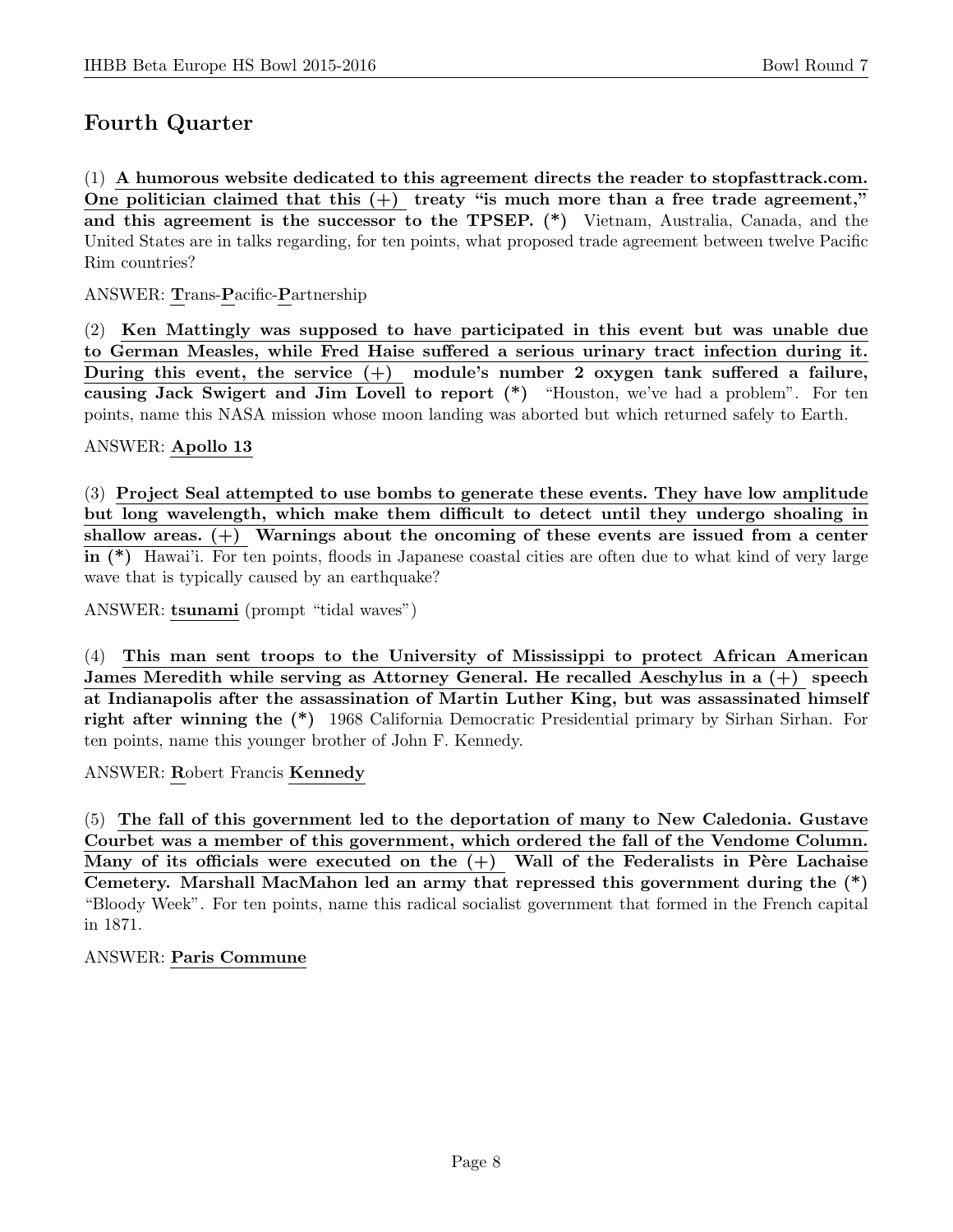## Fourth Quarter

(1) **A humorous website dedicated to this agreement directs the reader to stopfasttrack.com. One politician claimed that this (+) treaty "is much more than a free trade agreement," and this agreement is the successor to the TPSEP. (*)** Vietnam, Australia, Canada, and the United States are in talks regarding, for ten points, what proposed trade agreement between twelve Pacific Rim countries?

ANSWER: **T**rans-**P**acific-**P**artnership

(2) **Ken Mattingly was supposed to have participated in this event but was unable due to German Measles, while Fred Haise suffered a serious urinary tract infection during it. During this event, the service (+) module's number 2 oxygen tank suffered a failure, causing Jack Swigert and Jim Lovell to report (*)** "Houston, we've had a problem". For ten points, name this NASA mission whose moon landing was aborted but which returned safely to Earth.

ANSWER: **Apollo 13**

(3) **Project Seal attempted to use bombs to generate these events. They have low amplitude but long wavelength, which make them difficult to detect until they undergo shoaling in shallow areas. (+) Warnings about the oncoming of these events are issued from a center in (*)** Hawai'i. For ten points, floods in Japanese coastal cities are often due to what kind of very large wave that is typically caused by an earthquake?

ANSWER: **tsunami** (prompt "tidal waves")

(4) **This man sent troops to the University of Mississippi to protect African American James Meredith while serving as Attorney General. He recalled Aeschylus in a (+) speech at Indianapolis after the assassination of Martin Luther King, but was assassinated himself right after winning the (*)** 1968 California Democratic Presidential primary by Sirhan Sirhan. For ten points, name this younger brother of John F. Kennedy.

ANSWER: **R**obert Francis **Kennedy**

(5) **The fall of this government led to the deportation of many to New Caledonia. Gustave Courbet was a member of this government, which ordered the fall of the Vendome Column. Many of its officials were executed on the (+) Wall of the Federalists in Père Lachaise Cemetery. Marshall MacMahon led an army that repressed this government during the (*)** "Bloody Week". For ten points, name this radical socialist government that formed in the French capital in 1871.

ANSWER: **Paris Commune**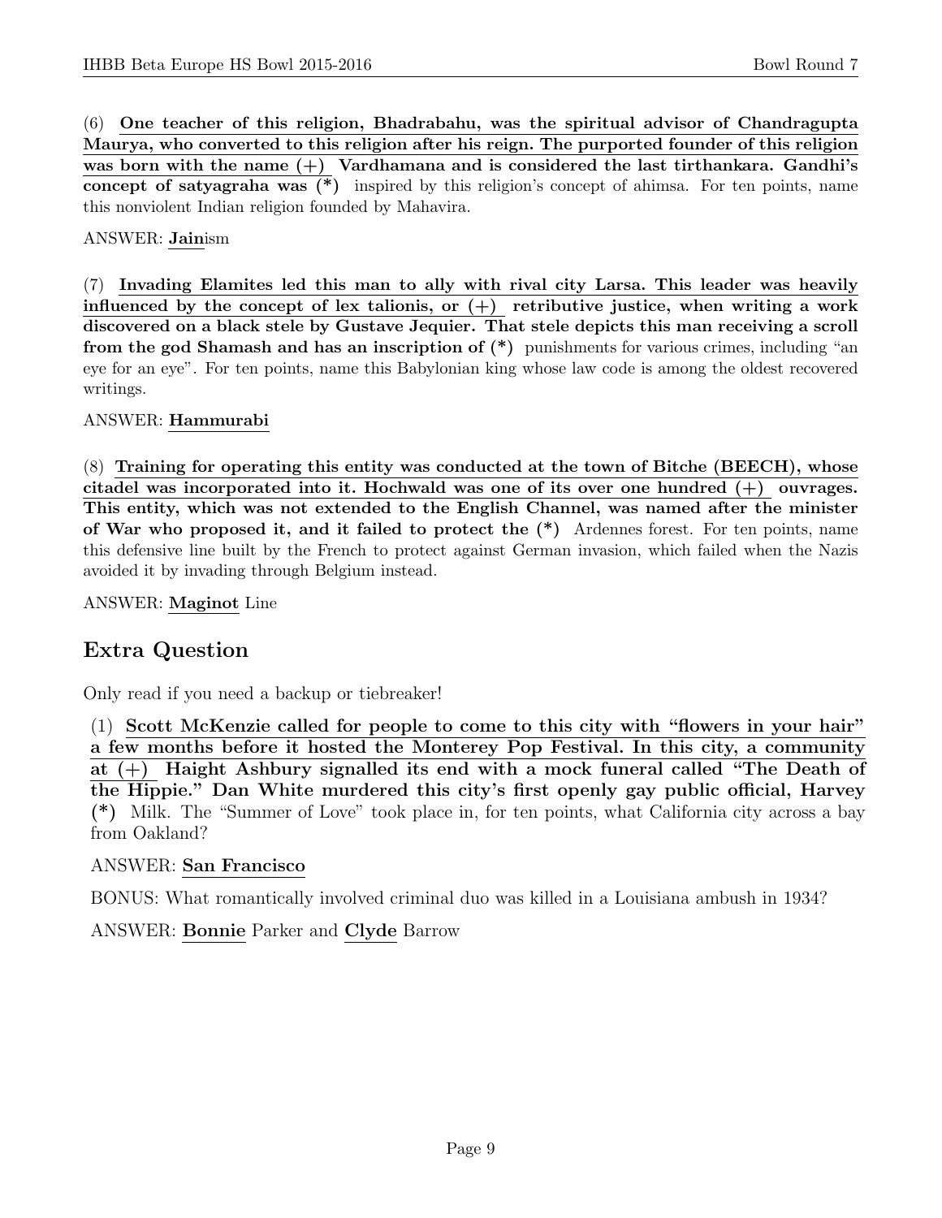(6) **One teacher of this religion, Bhadrabahu, was the spiritual advisor of Chandragupta Maurya, who converted to this religion after his reign. The purported founder of this religion was born with the name (+) Vardhamana and is considered the last tirthankara. Gandhi's concept of satyagraha was (*)** inspired by this religion's concept of ahimsa. For ten points, name this nonviolent Indian religion founded by Mahavira.

ANSWER: **Jain**ism

(7) **Invading Elamites led this man to ally with rival city Larsa. This leader was heavily influenced by the concept of lex talionis, or (+) retributive justice, when writing a work discovered on a black stele by Gustave Jequier. That stele depicts this man receiving a scroll from the god Shamash and has an inscription of (*)** punishments for various crimes, including "an eye for an eye". For ten points, name this Babylonian king whose law code is among the oldest recovered writings.

ANSWER: **Hammurabi**

(8) **Training for operating this entity was conducted at the town of Bitche (BEECH), whose citadel was incorporated into it. Hochwald was one of its over one hundred (+) ouvrages. This entity, which was not extended to the English Channel, was named after the minister of War who proposed it, and it failed to protect the (*)** Ardennes forest. For ten points, name this defensive line built by the French to protect against German invasion, which failed when the Nazis avoided it by invading through Belgium instead.

ANSWER: **Maginot** Line

## Extra Question

Only read if you need a backup or tiebreaker!

(1) **Scott McKenzie called for people to come to this city with "flowers in your hair" a few months before it hosted the Monterey Pop Festival. In this city, a community at (+) Haight Ashbury signalled its end with a mock funeral called "The Death of the Hippie." Dan White murdered this city's first openly gay public official, Harvey (*)** Milk. The "Summer of Love" took place in, for ten points, what California city across a bay from Oakland?

ANSWER: **San Francisco**

BONUS: What romantically involved criminal duo was killed in a Louisiana ambush in 1934?

ANSWER: **Bonnie** Parker and **Clyde** Barrow